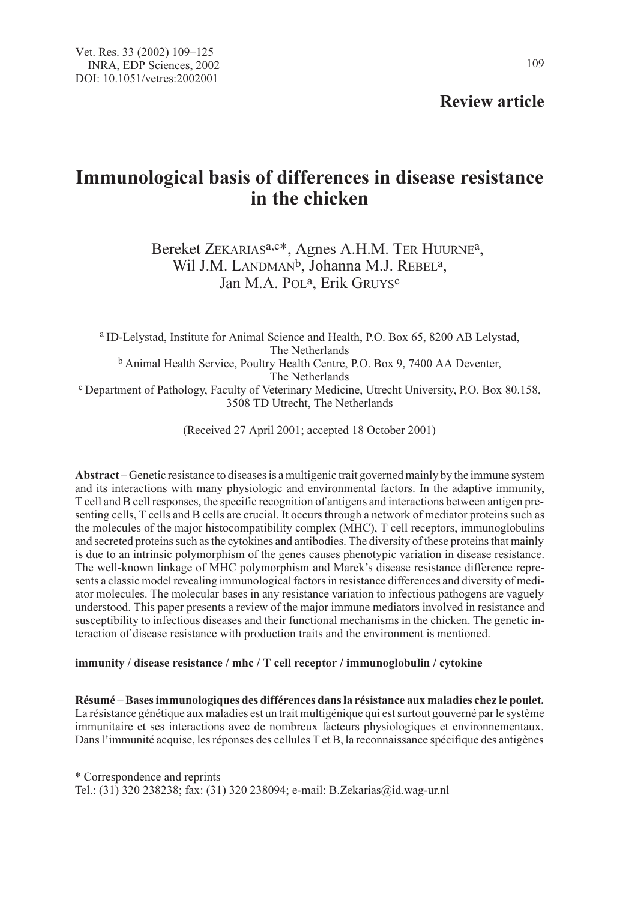Vet. Res. 33 (2002) 109–125
INRA, EDP Sciences, 2002
DOI: 10.1051/vetres:2002001

**Review article**

# Immunological basis of differences in disease resistance in the chicken

Bereket ZEKARIAS[a,c*], Agnes A.H.M. TER HUURNE[a], Wil J.M. LANDMAN[b], Johanna M.J. REBEL[a], Jan M.A. POL[a], Erik GRUYS[c]

[a] ID-Lelystad, Institute for Animal Science and Health, P.O. Box 65, 8200 AB Lelystad, The Netherlands
[b] Animal Health Service, Poultry Health Centre, P.O. Box 9, 7400 AA Deventer, The Netherlands
[c] Department of Pathology, Faculty of Veterinary Medicine, Utrecht University, P.O. Box 80.158, 3508 TD Utrecht, The Netherlands

(Received 27 April 2001; accepted 18 October 2001)

**Abstract –** Genetic resistance to diseases is a multigenic trait governed mainly by the immune system and its interactions with many physiologic and environmental factors. In the adaptive immunity, T cell and B cell responses, the specific recognition of antigens and interactions between antigen presenting cells, T cells and B cells are crucial. It occurs through a network of mediator proteins such as the molecules of the major histocompatibility complex (MHC), T cell receptors, immunoglobulins and secreted proteins such as the cytokines and antibodies. The diversity of these proteins that mainly is due to an intrinsic polymorphism of the genes causes phenotypic variation in disease resistance. The well-known linkage of MHC polymorphism and Marek's disease resistance difference represents a classic model revealing immunological factors in resistance differences and diversity of mediator molecules. The molecular bases in any resistance variation to infectious pathogens are vaguely understood. This paper presents a review of the major immune mediators involved in resistance and susceptibility to infectious diseases and their functional mechanisms in the chicken. The genetic interaction of disease resistance with production traits and the environment is mentioned.

**immunity / disease resistance / mhc / T cell receptor / immunoglobulin / cytokine**

**Résumé – Bases immunologiques des différences dans la résistance aux maladies chez le poulet.** La résistance génétique aux maladies est un trait multigénique qui est surtout gouverné par le système immunitaire et ses interactions avec de nombreux facteurs physiologiques et environnementaux. Dans l'immunité acquise, les réponses des cellules T et B, la reconnaissance spécifique des antigènes

* Correspondence and reprints
Tel.: (31) 320 238238; fax: (31) 320 238094; e-mail: B.Zekarias@id.wag-ur.nl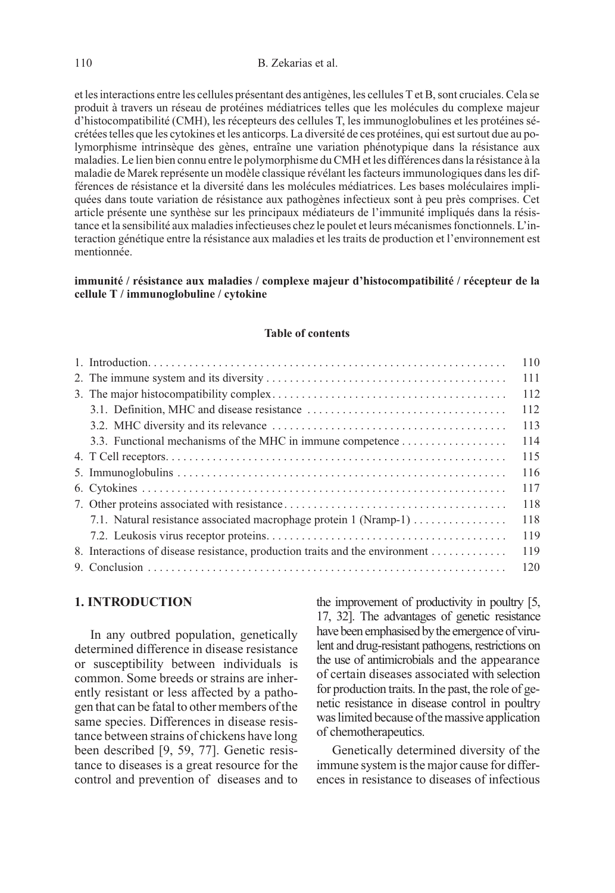et les interactions entre les cellules présentant des antigènes, les cellules T et B, sont cruciales. Cela se produit à travers un réseau de protéines médiatrices telles que les molécules du complexe majeur d'histocompatibilité (CMH), les récepteurs des cellules T, les immunoglobulines et les protéines sécrétées telles que les cytokines et les anticorps. La diversité de ces protéines, qui est surtout due au polymorphisme intrinsèque des gènes, entraîne une variation phénotypique dans la résistance aux maladies. Le lien bien connu entre le polymorphisme du CMH et les différences dans la résistance à la maladie de Marek représente un modèle classique révélant les facteurs immunologiques dans les différences de résistance et la diversité dans les molécules médiatrices. Les bases moléculaires impliquées dans toute variation de résistance aux pathogènes infectieux sont à peu près comprises. Cet article présente une synthèse sur les principaux médiateurs de l'immunité impliqués dans la résistance et la sensibilité aux maladies infectieuses chez le poulet et leurs mécanismes fonctionnels. L'interaction génétique entre la résistance aux maladies et les traits de production et l'environnement est mentionnée.

**immunité / résistance aux maladies / complexe majeur d'histocompatibilité / récepteur de la cellule T / immunoglobuline / cytokine**

**Table of contents**

| | |
|---|---|
| 1. Introduction | 110 |
| 2. The immune system and its diversity | 111 |
| 3. The major histocompatibility complex | 112 |
| 3.1. Definition, MHC and disease resistance | 112 |
| 3.2. MHC diversity and its relevance | 113 |
| 3.3. Functional mechanisms of the MHC in immune competence | 114 |
| 4. T Cell receptors | 115 |
| 5. Immunoglobulins | 116 |
| 6. Cytokines | 117 |
| 7. Other proteins associated with resistance | 118 |
| 7.1. Natural resistance associated macrophage protein 1 (Nramp-1) | 118 |
| 7.2. Leukosis virus receptor proteins | 119 |
| 8. Interactions of disease resistance, production traits and the environment | 119 |
| 9. Conclusion | 120 |

## 1. INTRODUCTION

In any outbred population, genetically determined difference in disease resistance or susceptibility between individuals is common. Some breeds or strains are inherently resistant or less affected by a pathogen that can be fatal to other members of the same species. Differences in disease resistance between strains of chickens have long been described [9, 59, 77]. Genetic resistance to diseases is a great resource for the control and prevention of diseases and to the improvement of productivity in poultry [5, 17, 32]. The advantages of genetic resistance have been emphasised by the emergence of virulent and drug-resistant pathogens, restrictions on the use of antimicrobials and the appearance of certain diseases associated with selection for production traits. In the past, the role of genetic resistance in disease control in poultry was limited because of the massive application of chemotherapeutics.

Genetically determined diversity of the immune system is the major cause for differences in resistance to diseases of infectious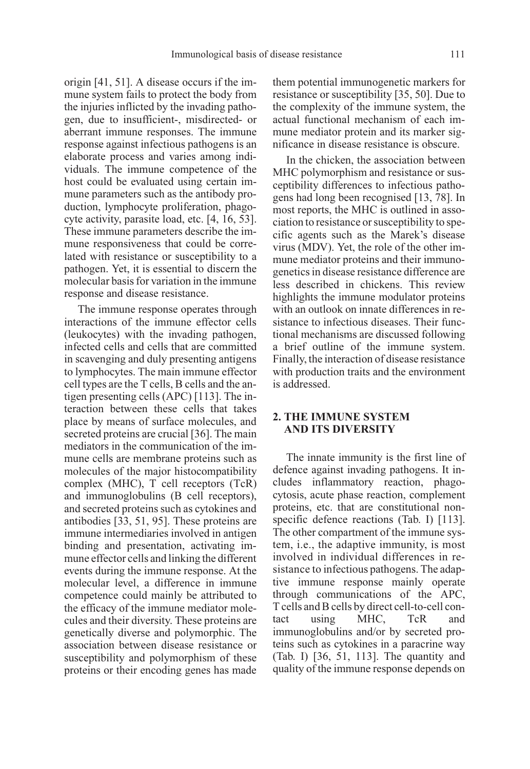origin [41, 51]. A disease occurs if the immune system fails to protect the body from the injuries inflicted by the invading pathogen, due to insufficient-, misdirected- or aberrant immune responses. The immune response against infectious pathogens is an elaborate process and varies among individuals. The immune competence of the host could be evaluated using certain immune parameters such as the antibody production, lymphocyte proliferation, phagocyte activity, parasite load, etc. [4, 16, 53]. These immune parameters describe the immune responsiveness that could be correlated with resistance or susceptibility to a pathogen. Yet, it is essential to discern the molecular basis for variation in the immune response and disease resistance.

The immune response operates through interactions of the immune effector cells (leukocytes) with the invading pathogen, infected cells and cells that are committed in scavenging and duly presenting antigens to lymphocytes. The main immune effector cell types are the T cells, B cells and the antigen presenting cells (APC) [113]. The interaction between these cells that takes place by means of surface molecules, and secreted proteins are crucial [36]. The main mediators in the communication of the immune cells are membrane proteins such as molecules of the major histocompatibility complex (MHC), T cell receptors (TcR) and immunoglobulins (B cell receptors), and secreted proteins such as cytokines and antibodies [33, 51, 95]. These proteins are immune intermediaries involved in antigen binding and presentation, activating immune effector cells and linking the different events during the immune response. At the molecular level, a difference in immune competence could mainly be attributed to the efficacy of the immune mediator molecules and their diversity. These proteins are genetically diverse and polymorphic. The association between disease resistance or susceptibility and polymorphism of these proteins or their encoding genes has made them potential immunogenetic markers for resistance or susceptibility [35, 50]. Due to the complexity of the immune system, the actual functional mechanism of each immune mediator protein and its marker significance in disease resistance is obscure.

In the chicken, the association between MHC polymorphism and resistance or susceptibility differences to infectious pathogens had long been recognised [13, 78]. In most reports, the MHC is outlined in association to resistance or susceptibility to specific agents such as the Marek's disease virus (MDV). Yet, the role of the other immune mediator proteins and their immunogenetics in disease resistance difference are less described in chickens. This review highlights the immune modulator proteins with an outlook on innate differences in resistance to infectious diseases. Their functional mechanisms are discussed following a brief outline of the immune system. Finally, the interaction of disease resistance with production traits and the environment is addressed.

## 2. THE IMMUNE SYSTEM AND ITS DIVERSITY

The innate immunity is the first line of defence against invading pathogens. It includes inflammatory reaction, phagocytosis, acute phase reaction, complement proteins, etc. that are constitutional nonspecific defence reactions (Tab. I) [113]. The other compartment of the immune system, i.e., the adaptive immunity, is most involved in individual differences in resistance to infectious pathogens. The adaptive immune response mainly operate through communications of the APC, T cells and B cells by direct cell-to-cell contact using MHC, TcR and immunoglobulins and/or by secreted proteins such as cytokines in a paracrine way (Tab. I) [36, 51, 113]. The quantity and quality of the immune response depends on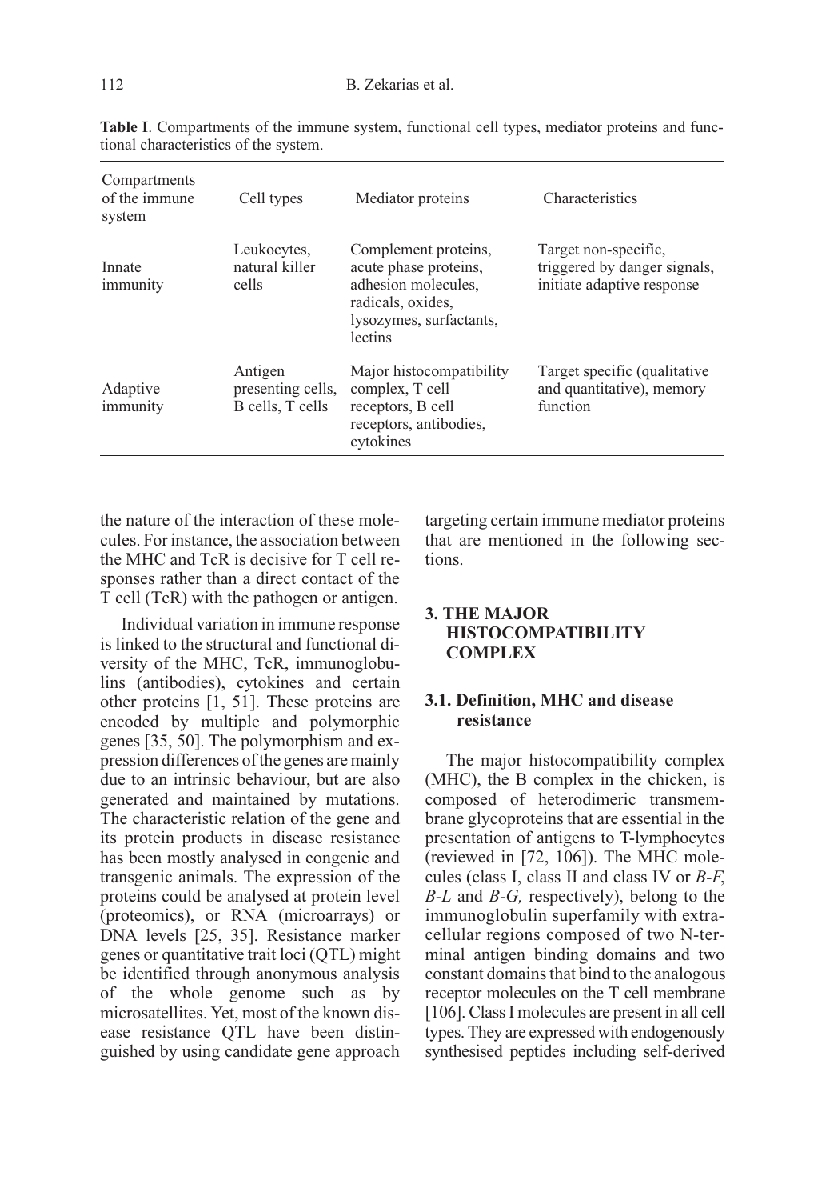**Table I**. Compartments of the immune system, functional cell types, mediator proteins and functional characteristics of the system.

| Compartments of the immune system | Cell types | Mediator proteins | Characteristics |
|---|---|---|---|
| Innate immunity | Leukocytes, natural killer cells | Complement proteins, acute phase proteins, adhesion molecules, radicals, oxides, lysozymes, surfactants, lectins | Target non-specific, triggered by danger signals, initiate adaptive response |
| Adaptive immunity | Antigen presenting cells, B cells, T cells | Major histocompatibility complex, T cell receptors, B cell receptors, antibodies, cytokines | Target specific (qualitative and quantitative), memory function |

the nature of the interaction of these molecules. For instance, the association between the MHC and TcR is decisive for T cell responses rather than a direct contact of the T cell (TcR) with the pathogen or antigen.

Individual variation in immune response is linked to the structural and functional diversity of the MHC, TcR, immunoglobulins (antibodies), cytokines and certain other proteins [1, 51]. These proteins are encoded by multiple and polymorphic genes [35, 50]. The polymorphism and expression differences of the genes are mainly due to an intrinsic behaviour, but are also generated and maintained by mutations. The characteristic relation of the gene and its protein products in disease resistance has been mostly analysed in congenic and transgenic animals. The expression of the proteins could be analysed at protein level (proteomics), or RNA (microarrays) or DNA levels [25, 35]. Resistance marker genes or quantitative trait loci (QTL) might be identified through anonymous analysis of the whole genome such as by microsatellites. Yet, most of the known disease resistance QTL have been distinguished by using candidate gene approach targeting certain immune mediator proteins that are mentioned in the following sections.

## 3. THE MAJOR HISTOCOMPATIBILITY COMPLEX

### 3.1. Definition, MHC and disease resistance

The major histocompatibility complex (MHC), the B complex in the chicken, is composed of heterodimeric transmembrane glycoproteins that are essential in the presentation of antigens to T-lymphocytes (reviewed in [72, 106]). The MHC molecules (class I, class II and class IV or *B-F*, *B-L* and *B-G,* respectively), belong to the immunoglobulin superfamily with extracellular regions composed of two N-terminal antigen binding domains and two constant domains that bind to the analogous receptor molecules on the T cell membrane [106]. Class I molecules are present in all cell types. They are expressed with endogenously synthesised peptides including self-derived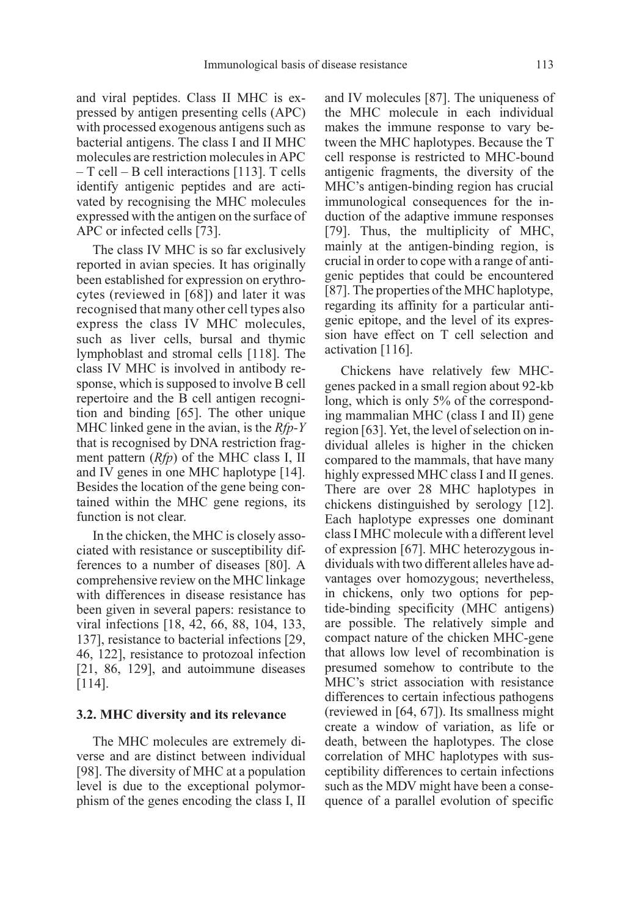and viral peptides. Class II MHC is expressed by antigen presenting cells (APC) with processed exogenous antigens such as bacterial antigens. The class I and II MHC molecules are restriction molecules in APC – T cell – B cell interactions [113]. T cells identify antigenic peptides and are activated by recognising the MHC molecules expressed with the antigen on the surface of APC or infected cells [73].

The class IV MHC is so far exclusively reported in avian species. It has originally been established for expression on erythrocytes (reviewed in [68]) and later it was recognised that many other cell types also express the class IV MHC molecules, such as liver cells, bursal and thymic lymphoblast and stromal cells [118]. The class IV MHC is involved in antibody response, which is supposed to involve B cell repertoire and the B cell antigen recognition and binding [65]. The other unique MHC linked gene in the avian, is the *Rfp-Y* that is recognised by DNA restriction fragment pattern (*Rfp*) of the MHC class I, II and IV genes in one MHC haplotype [14]. Besides the location of the gene being contained within the MHC gene regions, its function is not clear.

In the chicken, the MHC is closely associated with resistance or susceptibility differences to a number of diseases [80]. A comprehensive review on the MHC linkage with differences in disease resistance has been given in several papers: resistance to viral infections [18, 42, 66, 88, 104, 133, 137], resistance to bacterial infections [29, 46, 122], resistance to protozoal infection [21, 86, 129], and autoimmune diseases [114].

### 3.2. MHC diversity and its relevance

The MHC molecules are extremely diverse and are distinct between individual [98]. The diversity of MHC at a population level is due to the exceptional polymorphism of the genes encoding the class I, II and IV molecules [87]. The uniqueness of the MHC molecule in each individual makes the immune response to vary between the MHC haplotypes. Because the T cell response is restricted to MHC-bound antigenic fragments, the diversity of the MHC's antigen-binding region has crucial immunological consequences for the induction of the adaptive immune responses [79]. Thus, the multiplicity of MHC, mainly at the antigen-binding region, is crucial in order to cope with a range of antigenic peptides that could be encountered [87]. The properties of the MHC haplotype, regarding its affinity for a particular antigenic epitope, and the level of its expression have effect on T cell selection and activation [116].

Chickens have relatively few MHC-genes packed in a small region about 92-kb long, which is only 5% of the corresponding mammalian MHC (class I and II) gene region [63]. Yet, the level of selection on individual alleles is higher in the chicken compared to the mammals, that have many highly expressed MHC class I and II genes. There are over 28 MHC haplotypes in chickens distinguished by serology [12]. Each haplotype expresses one dominant class I MHC molecule with a different level of expression [67]. MHC heterozygous individuals with two different alleles have advantages over homozygous; nevertheless, in chickens, only two options for peptide-binding specificity (MHC antigens) are possible. The relatively simple and compact nature of the chicken MHC-gene that allows low level of recombination is presumed somehow to contribute to the MHC's strict association with resistance differences to certain infectious pathogens (reviewed in [64, 67]). Its smallness might create a window of variation, as life or death, between the haplotypes. The close correlation of MHC haplotypes with susceptibility differences to certain infections such as the MDV might have been a consequence of a parallel evolution of specific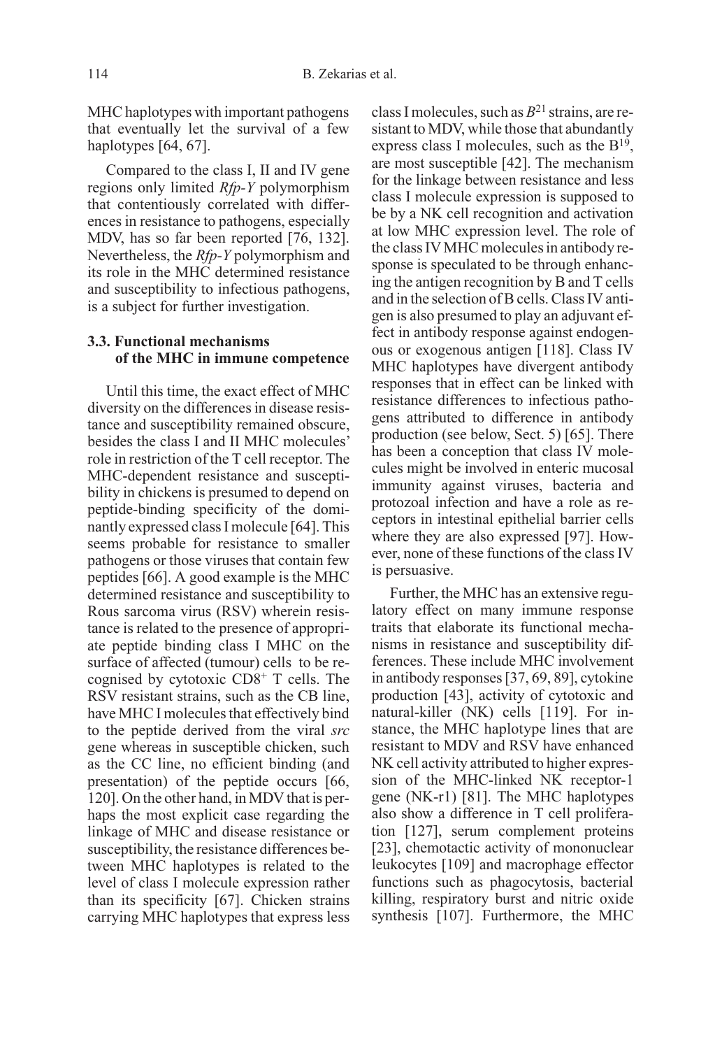MHC haplotypes with important pathogens that eventually let the survival of a few haplotypes [64, 67].

Compared to the class I, II and IV gene regions only limited *Rfp-Y* polymorphism that contentiously correlated with differences in resistance to pathogens, especially MDV, has so far been reported [76, 132]. Nevertheless, the *Rfp-Y* polymorphism and its role in the MHC determined resistance and susceptibility to infectious pathogens, is a subject for further investigation.

### 3.3. Functional mechanisms of the MHC in immune competence

Until this time, the exact effect of MHC diversity on the differences in disease resistance and susceptibility remained obscure, besides the class I and II MHC molecules' role in restriction of the T cell receptor. The MHC-dependent resistance and susceptibility in chickens is presumed to depend on peptide-binding specificity of the dominantly expressed class I molecule [64]. This seems probable for resistance to smaller pathogens or those viruses that contain few peptides [66]. A good example is the MHC determined resistance and susceptibility to Rous sarcoma virus (RSV) wherein resistance is related to the presence of appropriate peptide binding class I MHC on the surface of affected (tumour) cells to be recognised by cytotoxic $CD8^+$ T cells. The RSV resistant strains, such as the CB line, have MHC I molecules that effectively bind to the peptide derived from the viral *src* gene whereas in susceptible chicken, such as the CC line, no efficient binding (and presentation) of the peptide occurs [66, 120]. On the other hand, in MDV that is perhaps the most explicit case regarding the linkage of MHC and disease resistance or susceptibility, the resistance differences between MHC haplotypes is related to the level of class I molecule expression rather than its specificity [67]. Chicken strains carrying MHC haplotypes that express less class I molecules, such as $B^{21}$ strains, are resistant to MDV, while those that abundantly express class I molecules, such as the $B^{19}$, are most susceptible [42]. The mechanism for the linkage between resistance and less class I molecule expression is supposed to be by a NK cell recognition and activation at low MHC expression level. The role of the class IV MHC molecules in antibody response is speculated to be through enhancing the antigen recognition by B and T cells and in the selection of B cells. Class IV antigen is also presumed to play an adjuvant effect in antibody response against endogenous or exogenous antigen [118]. Class IV MHC haplotypes have divergent antibody responses that in effect can be linked with resistance differences to infectious pathogens attributed to difference in antibody production (see below, Sect. 5) [65]. There has been a conception that class IV molecules might be involved in enteric mucosal immunity against viruses, bacteria and protozoal infection and have a role as receptors in intestinal epithelial barrier cells where they are also expressed [97]. However, none of these functions of the class IV is persuasive.

Further, the MHC has an extensive regulatory effect on many immune response traits that elaborate its functional mechanisms in resistance and susceptibility differences. These include MHC involvement in antibody responses [37, 69, 89], cytokine production [43], activity of cytotoxic and natural-killer (NK) cells [119]. For instance, the MHC haplotype lines that are resistant to MDV and RSV have enhanced NK cell activity attributed to higher expression of the MHC-linked NK receptor-1 gene (NK-r1) [81]. The MHC haplotypes also show a difference in T cell proliferation [127], serum complement proteins [23], chemotactic activity of mononuclear leukocytes [109] and macrophage effector functions such as phagocytosis, bacterial killing, respiratory burst and nitric oxide synthesis [107]. Furthermore, the MHC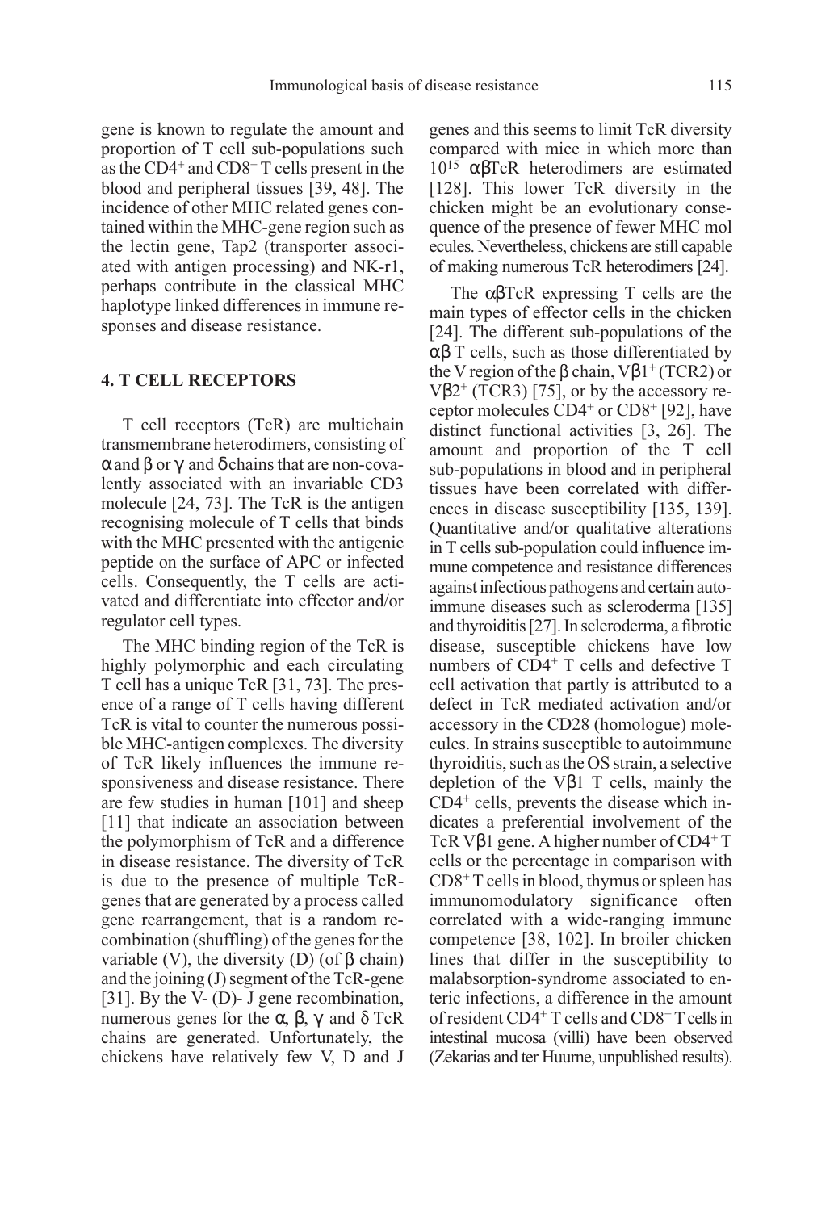gene is known to regulate the amount and proportion of T cell sub-populations such as the $CD4^+$ and $CD8^+$ T cells present in the blood and peripheral tissues [39, 48]. The incidence of other MHC related genes contained within the MHC-gene region such as the lectin gene, Tap2 (transporter associated with antigen processing) and NK-r1, perhaps contribute in the classical MHC haplotype linked differences in immune responses and disease resistance.

## 4. T CELL RECEPTORS

T cell receptors (TcR) are multichain transmembrane heterodimers, consisting of α and β or γ and δ chains that are non-covalently associated with an invariable CD3 molecule [24, 73]. The TcR is the antigen recognising molecule of T cells that binds with the MHC presented with the antigenic peptide on the surface of APC or infected cells. Consequently, the T cells are activated and differentiate into effector and/or regulator cell types.

The MHC binding region of the TcR is highly polymorphic and each circulating T cell has a unique TcR [31, 73]. The presence of a range of T cells having different TcR is vital to counter the numerous possible MHC-antigen complexes. The diversity of TcR likely influences the immune responsiveness and disease resistance. There are few studies in human [101] and sheep [11] that indicate an association between the polymorphism of TcR and a difference in disease resistance. The diversity of TcR is due to the presence of multiple TcR-genes that are generated by a process called gene rearrangement, that is a random recombination (shuffling) of the genes for the variable (V), the diversity (D) (of β chain) and the joining (J) segment of the TcR-gene [31]. By the V- (D)- J gene recombination, numerous genes for the α, β, γ and δ TcR chains are generated. Unfortunately, the chickens have relatively few V, D and J genes and this seems to limit TcR diversity compared with mice in which more than $10^{15}$ αβTcR heterodimers are estimated [128]. This lower TcR diversity in the chicken might be an evolutionary consequence of the presence of fewer MHC molecules. Nevertheless, chickens are still capable of making numerous TcR heterodimers [24].

The αβTcR expressing T cells are the main types of effector cells in the chicken [24]. The different sub-populations of the αβ T cells, such as those differentiated by the V region of the β chain, $V\beta 1^+$ (TCR2) or $V\beta 2^+$ (TCR3) [75], or by the accessory receptor molecules $CD4^+$ or $CD8^+$ [92], have distinct functional activities [3, 26]. The amount and proportion of the T cell sub-populations in blood and in peripheral tissues have been correlated with differences in disease susceptibility [135, 139]. Quantitative and/or qualitative alterations in T cells sub-population could influence immune competence and resistance differences against infectious pathogens and certain autoimmune diseases such as scleroderma [135] and thyroiditis [27]. In scleroderma, a fibrotic disease, susceptible chickens have low numbers of $CD4^+$ T cells and defective T cell activation that partly is attributed to a defect in TcR mediated activation and/or accessory in the CD28 (homologue) molecules. In strains susceptible to autoimmune thyroiditis, such as the OS strain, a selective depletion of the Vβ1 T cells, mainly the $CD4^+$ cells, prevents the disease which indicates a preferential involvement of the TcR Vβ1 gene. A higher number of $CD4^+$ T cells or the percentage in comparison with $CD8^+$ T cells in blood, thymus or spleen has immunomodulatory significance often correlated with a wide-ranging immune competence [38, 102]. In broiler chicken lines that differ in the susceptibility to malabsorption-syndrome associated to enteric infections, a difference in the amount of resident $CD4^+$ T cells and $CD8^+$ T cells in intestinal mucosa (villi) have been observed (Zekarias and ter Huurne, unpublished results).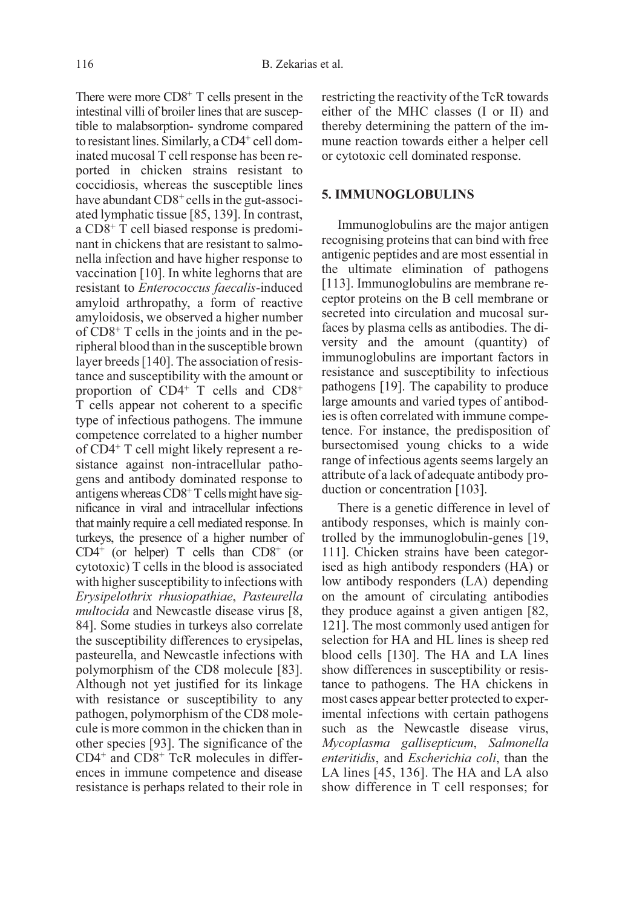There were more $CD8^+$ T cells present in the intestinal villi of broiler lines that are susceptible to malabsorption- syndrome compared to resistant lines. Similarly, a $CD4^+$ cell dominated mucosal T cell response has been reported in chicken strains resistant to coccidiosis, whereas the susceptible lines have abundant $CD8^+$ cells in the gut-associated lymphatic tissue [85, 139]. In contrast, a $CD8^+$ T cell biased response is predominant in chickens that are resistant to salmonella infection and have higher response to vaccination [10]. In white leghorns that are resistant to *Enterococcus faecalis*-induced amyloid arthropathy, a form of reactive amyloidosis, we observed a higher number of $CD8^+$ T cells in the joints and in the peripheral blood than in the susceptible brown layer breeds [140]. The association of resistance and susceptibility with the amount or proportion of $CD4^+$ T cells and $CD8^+$ T cells appear not coherent to a specific type of infectious pathogens. The immune competence correlated to a higher number of $CD4^+$ T cell might likely represent a resistance against non-intracellular pathogens and antibody dominated response to antigens whereas $CD8^+$ T cells might have significance in viral and intracellular infections that mainly require a cell mediated response. In turkeys, the presence of a higher number of $CD4^+$ (or helper) T cells than $CD8^+$ (or cytotoxic) T cells in the blood is associated with higher susceptibility to infections with *Erysipelothrix rhusiopathiae*, *Pasteurella multocida* and Newcastle disease virus [8, 84]. Some studies in turkeys also correlate the susceptibility differences to erysipelas, pasteurella, and Newcastle infections with polymorphism of the CD8 molecule [83]. Although not yet justified for its linkage with resistance or susceptibility to any pathogen, polymorphism of the CD8 molecule is more common in the chicken than in other species [93]. The significance of the $CD4^+$ and $CD8^+$ TcR molecules in differences in immune competence and disease resistance is perhaps related to their role in restricting the reactivity of the TcR towards either of the MHC classes (I or II) and thereby determining the pattern of the immune reaction towards either a helper cell or cytotoxic cell dominated response.

## 5. IMMUNOGLOBULINS

Immunoglobulins are the major antigen recognising proteins that can bind with free antigenic peptides and are most essential in the ultimate elimination of pathogens [113]. Immunoglobulins are membrane receptor proteins on the B cell membrane or secreted into circulation and mucosal surfaces by plasma cells as antibodies. The diversity and the amount (quantity) of immunoglobulins are important factors in resistance and susceptibility to infectious pathogens [19]. The capability to produce large amounts and varied types of antibodies is often correlated with immune competence. For instance, the predisposition of bursectomised young chicks to a wide range of infectious agents seems largely an attribute of a lack of adequate antibody production or concentration [103].

There is a genetic difference in level of antibody responses, which is mainly controlled by the immunoglobulin-genes [19, 111]. Chicken strains have been categorised as high antibody responders (HA) or low antibody responders (LA) depending on the amount of circulating antibodies they produce against a given antigen [82, 121]. The most commonly used antigen for selection for HA and HL lines is sheep red blood cells [130]. The HA and LA lines show differences in susceptibility or resistance to pathogens. The HA chickens in most cases appear better protected to experimental infections with certain pathogens such as the Newcastle disease virus, *Mycoplasma gallisepticum*, *Salmonella enteritidis*, and *Escherichia coli*, than the LA lines [45, 136]. The HA and LA also show difference in T cell responses; for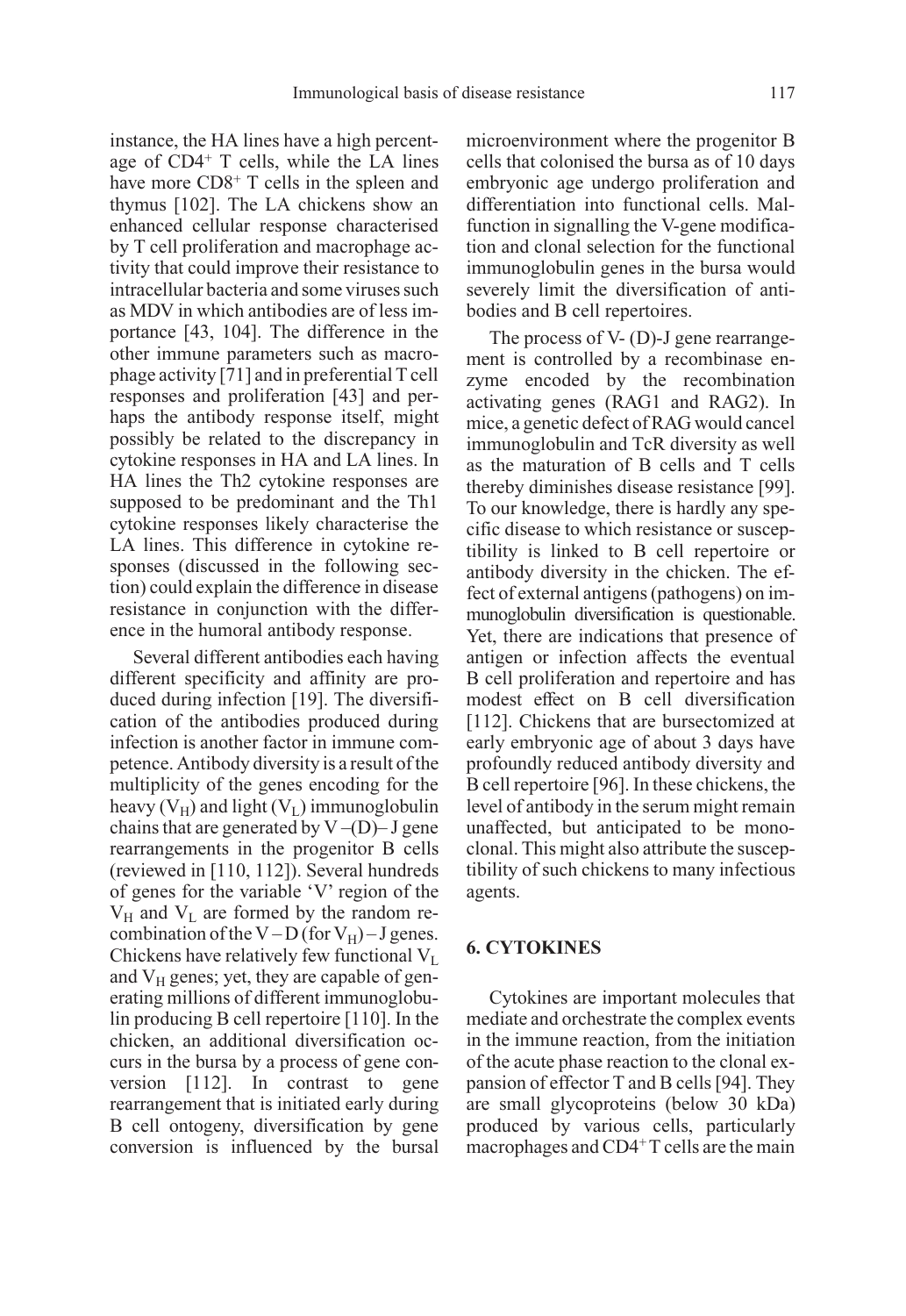instance, the HA lines have a high percentage of $CD4^+$ T cells, while the LA lines have more $CD8^+$ T cells in the spleen and thymus [102]. The LA chickens show an enhanced cellular response characterised by T cell proliferation and macrophage activity that could improve their resistance to intracellular bacteria and some viruses such as MDV in which antibodies are of less importance [43, 104]. The difference in the other immune parameters such as macrophage activity [71] and in preferential T cell responses and proliferation [43] and perhaps the antibody response itself, might possibly be related to the discrepancy in cytokine responses in HA and LA lines. In HA lines the Th2 cytokine responses are supposed to be predominant and the Th1 cytokine responses likely characterise the LA lines. This difference in cytokine responses (discussed in the following section) could explain the difference in disease resistance in conjunction with the difference in the humoral antibody response.

Several different antibodies each having different specificity and affinity are produced during infection [19]. The diversification of the antibodies produced during infection is another factor in immune competence. Antibody diversity is a result of the multiplicity of the genes encoding for the heavy ($V_H$) and light ($V_L$) immunoglobulin chains that are generated by V –(D)– J gene rearrangements in the progenitor B cells (reviewed in [110, 112]). Several hundreds of genes for the variable 'V' region of the $V_H$ and $V_L$ are formed by the random recombination of the V – D (for $V_H$) – J genes. Chickens have relatively few functional $V_L$ and $V_H$ genes; yet, they are capable of generating millions of different immunoglobulin producing B cell repertoire [110]. In the chicken, an additional diversification occurs in the bursa by a process of gene conversion [112]. In contrast to gene rearrangement that is initiated early during B cell ontogeny, diversification by gene conversion is influenced by the bursal microenvironment where the progenitor B cells that colonised the bursa as of 10 days embryonic age undergo proliferation and differentiation into functional cells. Malfunction in signalling the V-gene modification and clonal selection for the functional immunoglobulin genes in the bursa would severely limit the diversification of antibodies and B cell repertoires.

The process of V- (D)-J gene rearrangement is controlled by a recombinase enzyme encoded by the recombination activating genes (RAG1 and RAG2). In mice, a genetic defect of RAG would cancel immunoglobulin and TcR diversity as well as the maturation of B cells and T cells thereby diminishes disease resistance [99]. To our knowledge, there is hardly any specific disease to which resistance or susceptibility is linked to B cell repertoire or antibody diversity in the chicken. The effect of external antigens (pathogens) on immunoglobulin diversification is questionable. Yet, there are indications that presence of antigen or infection affects the eventual B cell proliferation and repertoire and has modest effect on B cell diversification [112]. Chickens that are bursectomized at early embryonic age of about 3 days have profoundly reduced antibody diversity and B cell repertoire [96]. In these chickens, the level of antibody in the serum might remain unaffected, but anticipated to be monoclonal. This might also attribute the susceptibility of such chickens to many infectious agents.

## 6. CYTOKINES

Cytokines are important molecules that mediate and orchestrate the complex events in the immune reaction, from the initiation of the acute phase reaction to the clonal expansion of effector T and B cells [94]. They are small glycoproteins (below 30 kDa) produced by various cells, particularly macrophages and $CD4^+$ T cells are the main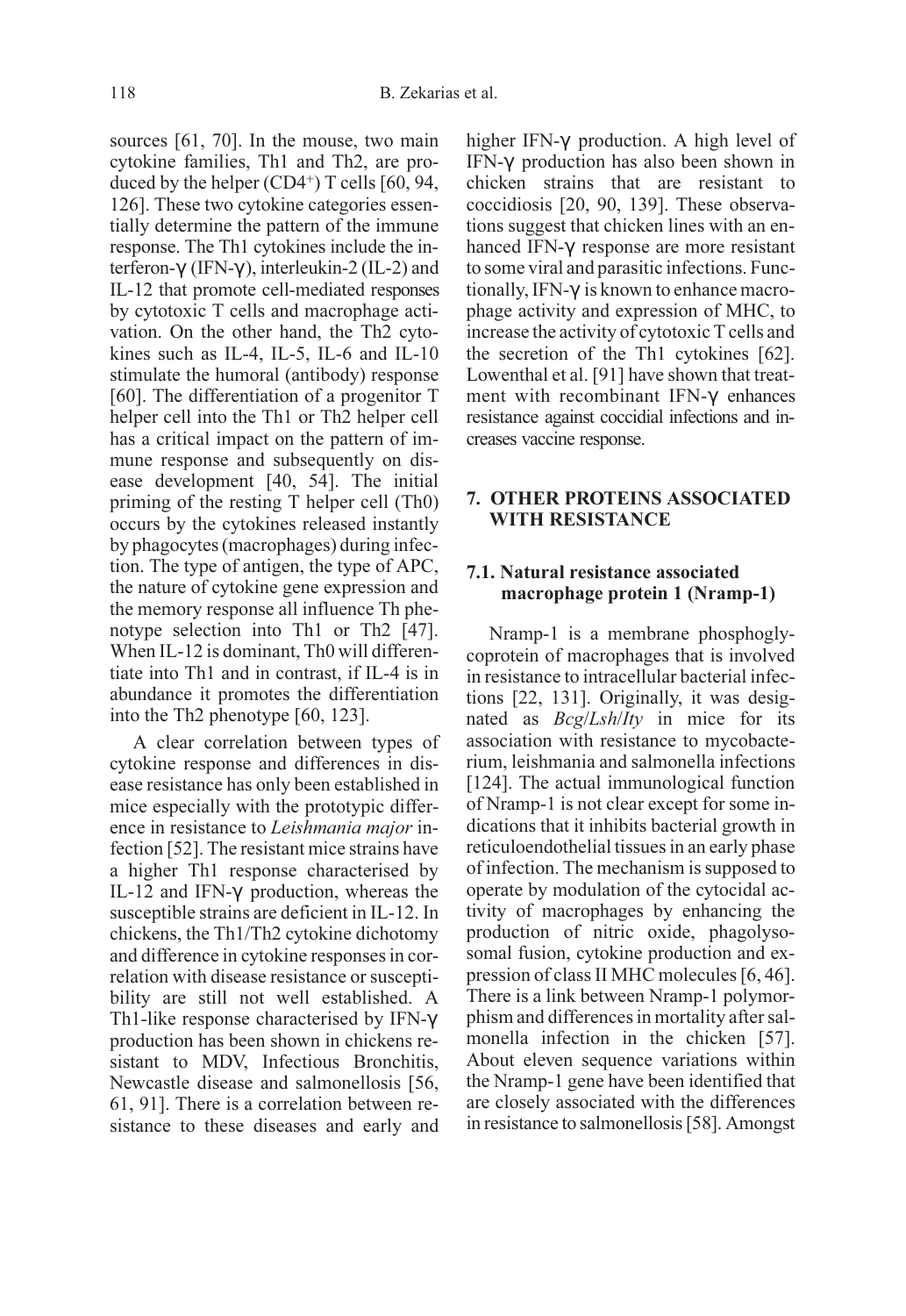sources [61, 70]. In the mouse, two main cytokine families, Th1 and Th2, are produced by the helper ($CD4^+$) T cells [60, 94, 126]. These two cytokine categories essentially determine the pattern of the immune response. The Th1 cytokines include the interferon-γ (IFN-γ), interleukin-2 (IL-2) and IL-12 that promote cell-mediated responses by cytotoxic T cells and macrophage activation. On the other hand, the Th2 cytokines such as IL-4, IL-5, IL-6 and IL-10 stimulate the humoral (antibody) response [60]. The differentiation of a progenitor T helper cell into the Th1 or Th2 helper cell has a critical impact on the pattern of immune response and subsequently on disease development [40, 54]. The initial priming of the resting T helper cell (Th0) occurs by the cytokines released instantly by phagocytes (macrophages) during infection. The type of antigen, the type of APC, the nature of cytokine gene expression and the memory response all influence Th phenotype selection into Th1 or Th2 [47]. When IL-12 is dominant, Th0 will differentiate into Th1 and in contrast, if IL-4 is in abundance it promotes the differentiation into the Th2 phenotype [60, 123].

A clear correlation between types of cytokine response and differences in disease resistance has only been established in mice especially with the prototypic difference in resistance to *Leishmania major* infection [52]. The resistant mice strains have a higher Th1 response characterised by IL-12 and IFN-γ production, whereas the susceptible strains are deficient in IL-12. In chickens, the Th1/Th2 cytokine dichotomy and difference in cytokine responses in correlation with disease resistance or susceptibility are still not well established. A Th1-like response characterised by IFN-γ production has been shown in chickens resistant to MDV, Infectious Bronchitis, Newcastle disease and salmonellosis [56, 61, 91]. There is a correlation between resistance to these diseases and early and higher IFN-γ production. A high level of IFN-γ production has also been shown in chicken strains that are resistant to coccidiosis [20, 90, 139]. These observations suggest that chicken lines with an enhanced IFN-γ response are more resistant to some viral and parasitic infections. Functionally, IFN-γ is known to enhance macrophage activity and expression of MHC, to increase the activity of cytotoxic T cells and the secretion of the Th1 cytokines [62]. Lowenthal et al. [91] have shown that treatment with recombinant IFN-γ enhances resistance against coccidial infections and increases vaccine response.

## 7. OTHER PROTEINS ASSOCIATED WITH RESISTANCE

### 7.1. Natural resistance associated macrophage protein 1 (Nramp-1)

Nramp-1 is a membrane phosphoglycoprotein of macrophages that is involved in resistance to intracellular bacterial infections [22, 131]. Originally, it was designated as *Bcg*/*Lsh*/*Ity* in mice for its association with resistance to mycobacterium, leishmania and salmonella infections [124]. The actual immunological function of Nramp-1 is not clear except for some indications that it inhibits bacterial growth in reticuloendothelial tissues in an early phase of infection. The mechanism is supposed to operate by modulation of the cytocidal activity of macrophages by enhancing the production of nitric oxide, phagolysosomal fusion, cytokine production and expression of class II MHC molecules [6, 46]. There is a link between Nramp-1 polymorphism and differences in mortality after salmonella infection in the chicken [57]. About eleven sequence variations within the Nramp-1 gene have been identified that are closely associated with the differences in resistance to salmonellosis [58]. Amongst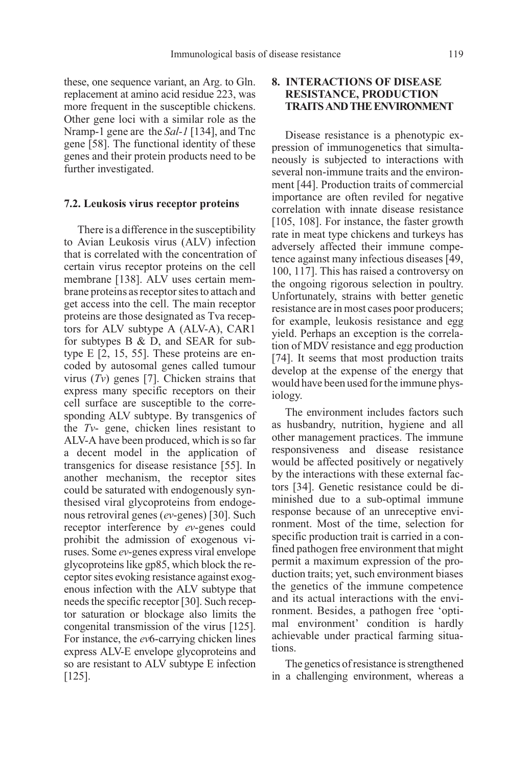these, one sequence variant, an Arg. to Gln. replacement at amino acid residue 223, was more frequent in the susceptible chickens. Other gene loci with a similar role as the Nramp-1 gene are the *Sal-1* [134], and Tnc gene [58]. The functional identity of these genes and their protein products need to be further investigated.

### 7.2. Leukosis virus receptor proteins

There is a difference in the susceptibility to Avian Leukosis virus (ALV) infection that is correlated with the concentration of certain virus receptor proteins on the cell membrane [138]. ALV uses certain membrane proteins as receptor sites to attach and get access into the cell. The main receptor proteins are those designated as Tva receptors for ALV subtype A (ALV-A), CAR1 for subtypes B & D, and SEAR for subtype E [2, 15, 55]. These proteins are encoded by autosomal genes called tumour virus (*Tv*) genes [7]. Chicken strains that express many specific receptors on their cell surface are susceptible to the corresponding ALV subtype. By transgenics of the *Tv*- gene, chicken lines resistant to ALV-A have been produced, which is so far a decent model in the application of transgenics for disease resistance [55]. In another mechanism, the receptor sites could be saturated with endogenously synthesised viral glycoproteins from endogenous retroviral genes (*ev*-genes) [30]. Such receptor interference by *ev*-genes could prohibit the admission of exogenous viruses. Some *ev*-genes express viral envelope glycoproteins like gp85, which block the receptor sites evoking resistance against exogenous infection with the ALV subtype that needs the specific receptor [30]. Such receptor saturation or blockage also limits the congenital transmission of the virus [125]. For instance, the *ev*6-carrying chicken lines express ALV-E envelope glycoproteins and so are resistant to ALV subtype E infection [125].

## 8. INTERACTIONS OF DISEASE RESISTANCE, PRODUCTION TRAITS AND THE ENVIRONMENT

Disease resistance is a phenotypic expression of immunogenetics that simultaneously is subjected to interactions with several non-immune traits and the environment [44]. Production traits of commercial importance are often reviled for negative correlation with innate disease resistance [105, 108]. For instance, the faster growth rate in meat type chickens and turkeys has adversely affected their immune competence against many infectious diseases [49, 100, 117]. This has raised a controversy on the ongoing rigorous selection in poultry. Unfortunately, strains with better genetic resistance are in most cases poor producers; for example, leukosis resistance and egg yield. Perhaps an exception is the correlation of MDV resistance and egg production [74]. It seems that most production traits develop at the expense of the energy that would have been used for the immune physiology.

The environment includes factors such as husbandry, nutrition, hygiene and all other management practices. The immune responsiveness and disease resistance would be affected positively or negatively by the interactions with these external factors [34]. Genetic resistance could be diminished due to a sub-optimal immune response because of an unreceptive environment. Most of the time, selection for specific production trait is carried in a confined pathogen free environment that might permit a maximum expression of the production traits; yet, such environment biases the genetics of the immune competence and its actual interactions with the environment. Besides, a pathogen free 'optimal environment' condition is hardly achievable under practical farming situations.

The genetics of resistance is strengthened in a challenging environment, whereas a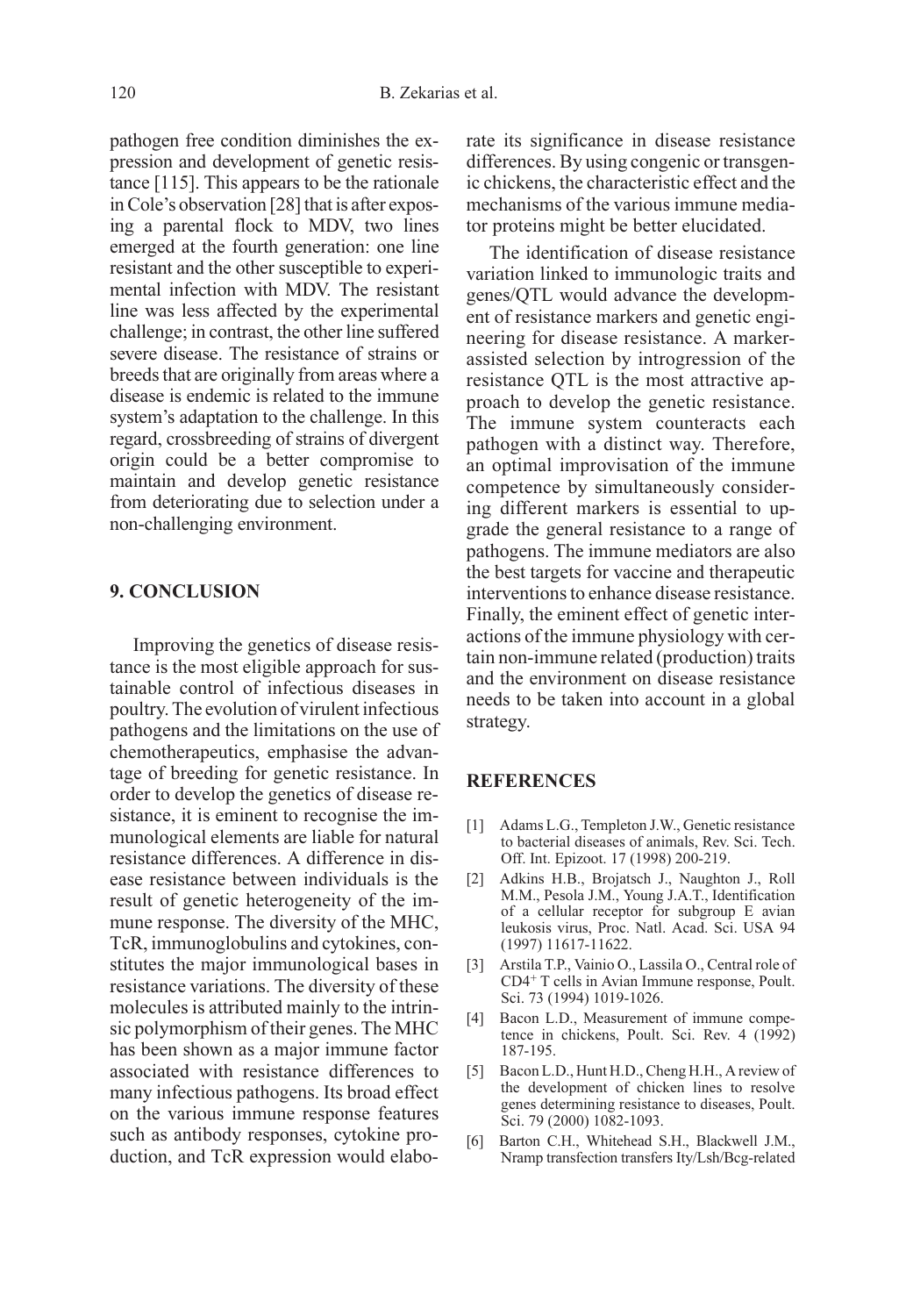pathogen free condition diminishes the expression and development of genetic resistance [115]. This appears to be the rationale in Cole's observation [28] that is after exposing a parental flock to MDV, two lines emerged at the fourth generation: one line resistant and the other susceptible to experimental infection with MDV. The resistant line was less affected by the experimental challenge; in contrast, the other line suffered severe disease. The resistance of strains or breeds that are originally from areas where a disease is endemic is related to the immune system's adaptation to the challenge. In this regard, crossbreeding of strains of divergent origin could be a better compromise to maintain and develop genetic resistance from deteriorating due to selection under a non-challenging environment.

## 9. CONCLUSION

Improving the genetics of disease resistance is the most eligible approach for sustainable control of infectious diseases in poultry. The evolution of virulent infectious pathogens and the limitations on the use of chemotherapeutics, emphasise the advantage of breeding for genetic resistance. In order to develop the genetics of disease resistance, it is eminent to recognise the immunological elements are liable for natural resistance differences. A difference in disease resistance between individuals is the result of genetic heterogeneity of the immune response. The diversity of the MHC, TcR, immunoglobulins and cytokines, constitutes the major immunological bases in resistance variations. The diversity of these molecules is attributed mainly to the intrinsic polymorphism of their genes. The MHC has been shown as a major immune factor associated with resistance differences to many infectious pathogens. Its broad effect on the various immune response features such as antibody responses, cytokine production, and TcR expression would elaborate its significance in disease resistance differences. By using congenic or transgenic chickens, the characteristic effect and the mechanisms of the various immune mediator proteins might be better elucidated.

The identification of disease resistance variation linked to immunologic traits and genes/QTL would advance the development of resistance markers and genetic engineering for disease resistance. A marker-assisted selection by introgression of the resistance QTL is the most attractive approach to develop the genetic resistance. The immune system counteracts each pathogen with a distinct way. Therefore, an optimal improvisation of the immune competence by simultaneously considering different markers is essential to upgrade the general resistance to a range of pathogens. The immune mediators are also the best targets for vaccine and therapeutic interventions to enhance disease resistance. Finally, the eminent effect of genetic interactions of the immune physiology with certain non-immune related (production) traits and the environment on disease resistance needs to be taken into account in a global strategy.

## REFERENCES

[1] Adams L.G., Templeton J.W., Genetic resistance to bacterial diseases of animals, Rev. Sci. Tech. Off. Int. Epizoot. 17 (1998) 200-219.

[2] Adkins H.B., Brojatsch J., Naughton J., Roll M.M., Pesola J.M., Young J.A.T., Identification of a cellular receptor for subgroup E avian leukosis virus, Proc. Natl. Acad. Sci. USA 94 (1997) 11617-11622.

[3] Arstila T.P., Vainio O., Lassila O., Central role of $CD4^+$ T cells in Avian Immune response, Poult. Sci. 73 (1994) 1019-1026.

[4] Bacon L.D., Measurement of immune competence in chickens, Poult. Sci. Rev. 4 (1992) 187-195.

[5] Bacon L.D., Hunt H.D., Cheng H.H., A review of the development of chicken lines to resolve genes determining resistance to diseases, Poult. Sci. 79 (2000) 1082-1093.

[6] Barton C.H., Whitehead S.H., Blackwell J.M., Nramp transfection transfers Ity/Lsh/Bcg-related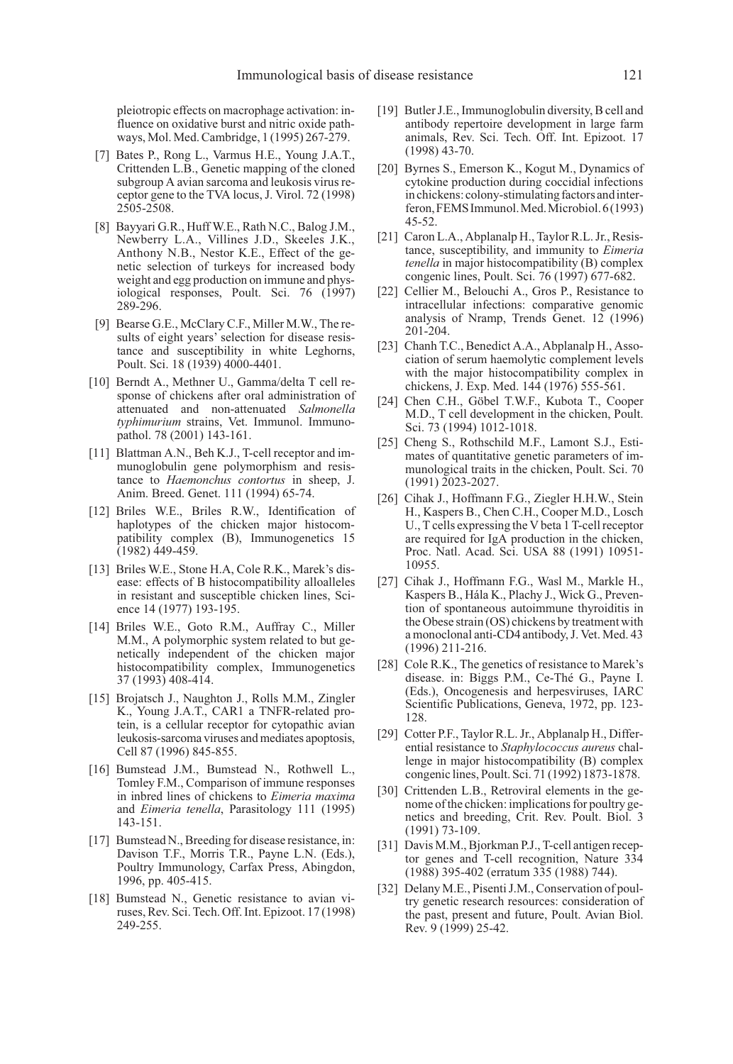pleiotropic effects on macrophage activation: influence on oxidative burst and nitric oxide pathways, Mol. Med. Cambridge, 1 (1995) 267-279.

[7] Bates P., Rong L., Varmus H.E., Young J.A.T., Crittenden L.B., Genetic mapping of the cloned subgroup A avian sarcoma and leukosis virus receptor gene to the TVA locus, J. Virol. 72 (1998) 2505-2508.

[8] Bayyari G.R., Huff W.E., Rath N.C., Balog J.M., Newberry L.A., Villines J.D., Skeeles J.K., Anthony N.B., Nestor K.E., Effect of the genetic selection of turkeys for increased body weight and egg production on immune and physiological responses, Poult. Sci. 76 (1997) 289-296.

[9] Bearse G.E., McClary C.F., Miller M.W., The results of eight years' selection for disease resistance and susceptibility in white Leghorns, Poult. Sci. 18 (1939) 4000-4401.

[10] Berndt A., Methner U., Gamma/delta T cell response of chickens after oral administration of attenuated and non-attenuated *Salmonella typhimurium* strains, Vet. Immunol. Immunopathol. 78 (2001) 143-161.

[11] Blattman A.N., Beh K.J., T-cell receptor and immunoglobulin gene polymorphism and resistance to *Haemonchus contortus* in sheep, J. Anim. Breed. Genet. 111 (1994) 65-74.

[12] Briles W.E., Briles R.W., Identification of haplotypes of the chicken major histocompatibility complex (B), Immunogenetics 15 (1982) 449-459.

[13] Briles W.E., Stone H.A, Cole R.K., Marek's disease: effects of B histocompatibility alloalleles in resistant and susceptible chicken lines, Science 14 (1977) 193-195.

[14] Briles W.E., Goto R.M., Auffray C., Miller M.M., A polymorphic system related to but genetically independent of the chicken major histocompatibility complex, Immunogenetics 37 (1993) 408-414.

[15] Brojatsch J., Naughton J., Rolls M.M., Zingler K., Young J.A.T., CAR1 a TNFR-related protein, is a cellular receptor for cytopathic avian leukosis-sarcoma viruses and mediates apoptosis, Cell 87 (1996) 845-855.

[16] Bumstead J.M., Bumstead N., Rothwell L., Tomley F.M., Comparison of immune responses in inbred lines of chickens to *Eimeria maxima* and *Eimeria tenella*, Parasitology 111 (1995) 143-151.

[17] Bumstead N., Breeding for disease resistance, in: Davison T.F., Morris T.R., Payne L.N. (Eds.), Poultry Immunology, Carfax Press, Abingdon, 1996, pp. 405-415.

[18] Bumstead N., Genetic resistance to avian viruses, Rev. Sci. Tech. Off. Int. Epizoot. 17 (1998) 249-255.

[19] Butler J.E., Immunoglobulin diversity, B cell and antibody repertoire development in large farm animals, Rev. Sci. Tech. Off. Int. Epizoot. 17 (1998) 43-70.

[20] Byrnes S., Emerson K., Kogut M., Dynamics of cytokine production during coccidial infections in chickens: colony-stimulating factors and interferon, FEMS Immunol. Med. Microbiol. 6 (1993) 45-52.

[21] Caron L.A., Abplanalp H., Taylor R.L. Jr., Resistance, susceptibility, and immunity to *Eimeria tenella* in major histocompatibility (B) complex congenic lines, Poult. Sci. 76 (1997) 677-682.

[22] Cellier M., Belouchi A., Gros P., Resistance to intracellular infections: comparative genomic analysis of Nramp, Trends Genet. 12 (1996) 201-204.

[23] Chanh T.C., Benedict A.A., Abplanalp H., Association of serum haemolytic complement levels with the major histocompatibility complex in chickens, J. Exp. Med. 144 (1976) 555-561.

[24] Chen C.H., Göbel T.W.F., Kubota T., Cooper M.D., T cell development in the chicken, Poult. Sci. 73 (1994) 1012-1018.

[25] Cheng S., Rothschild M.F., Lamont S.J., Estimates of quantitative genetic parameters of immunological traits in the chicken, Poult. Sci. 70 (1991) 2023-2027.

[26] Cihak J., Hoffmann F.G., Ziegler H.H.W., Stein H., Kaspers B., Chen C.H., Cooper M.D., Losch U., T cells expressing the V beta 1 T-cell receptor are required for IgA production in the chicken, Proc. Natl. Acad. Sci. USA 88 (1991) 10951-10955.

[27] Cihak J., Hoffmann F.G., Wasl M., Markle H., Kaspers B., Hála K., Plachy J., Wick G., Prevention of spontaneous autoimmune thyroiditis in the Obese strain (OS) chickens by treatment with a monoclonal anti-CD4 antibody, J. Vet. Med. 43 (1996) 211-216.

[28] Cole R.K., The genetics of resistance to Marek's disease. in: Biggs P.M., Ce-Thé G., Payne I. (Eds.), Oncogenesis and herpesviruses, IARC Scientific Publications, Geneva, 1972, pp. 123-128.

[29] Cotter P.F., Taylor R.L. Jr., Abplanalp H., Differential resistance to *Staphylococcus aureus* challenge in major histocompatibility (B) complex congenic lines, Poult. Sci. 71 (1992) 1873-1878.

[30] Crittenden L.B., Retroviral elements in the genome of the chicken: implications for poultry genetics and breeding, Crit. Rev. Poult. Biol. 3 (1991) 73-109.

[31] Davis M.M., Bjorkman P.J., T-cell antigen receptor genes and T-cell recognition, Nature 334 (1988) 395-402 (erratum 335 (1988) 744).

[32] Delany M.E., Pisenti J.M., Conservation of poultry genetic research resources: consideration of the past, present and future, Poult. Avian Biol. Rev. 9 (1999) 25-42.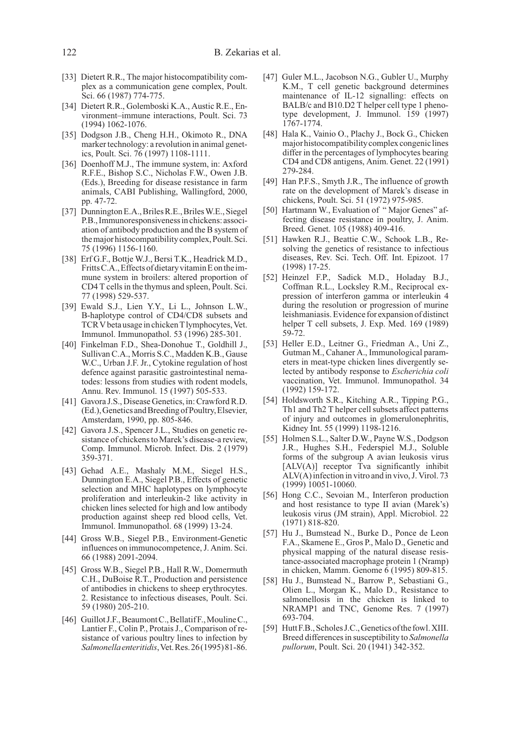[33] Dietert R.R., The major histocompatibility complex as a communication gene complex, Poult. Sci. 66 (1987) 774-775.

[34] Dietert R.R., Golemboski K.A., Austic R.E., Environment–immune interactions, Poult. Sci. 73 (1994) 1062-1076.

[35] Dodgson J.B., Cheng H.H., Okimoto R., DNA marker technology: a revolution in animal genetics, Poult. Sci. 76 (1997) 1108-1111.

[36] Doenhoff M.J., The immune system, in: Axford R.F.E., Bishop S.C., Nicholas F.W., Owen J.B. (Eds.), Breeding for disease resistance in farm animals, CABI Publishing, Wallingford, 2000, pp. 47-72.

[37] Dunnington E.A., Briles R.E., Briles W.E., Siegel P.B., Immunoresponsiveness in chickens: association of antibody production and the B system of the major histocompatibility complex, Poult. Sci. 75 (1996) 1156-1160.

[38] Erf G.F., Bottje W.J., Bersi T.K., Headrick M.D., Fritts C.A., Effects of dietary vitamin E on the immune system in broilers: altered proportion of CD4 T cells in the thymus and spleen, Poult. Sci. 77 (1998) 529-537.

[39] Ewald S.J., Lien Y.Y., Li L., Johnson L.W., B-haplotype control of CD4/CD8 subsets and TCR V beta usage in chicken T lymphocytes, Vet. Immunol. Immunopathol. 53 (1996) 285-301.

[40] Finkelman F.D., Shea-Donohue T., Goldhill J., Sullivan C.A., Morris S.C., Madden K.B., Gause W.C., Urban J.F. Jr., Cytokine regulation of host defence against parasitic gastrointestinal nematodes: lessons from studies with rodent models, Annu. Rev. Immunol. 15 (1997) 505-533.

[41] Gavora J.S., Disease Genetics, in: Crawford R.D. (Ed.), Genetics and Breeding of Poultry, Elsevier, Amsterdam, 1990, pp. 805-846.

[42] Gavora J.S., Spencer J.L., Studies on genetic resistance of chickens to Marek's disease-a review, Comp. Immunol. Microb. Infect. Dis. 2 (1979) 359-371.

[43] Gehad A.E., Mashaly M.M., Siegel H.S., Dunnington E.A., Siegel P.B., Effects of genetic selection and MHC haplotypes on lymphocyte proliferation and interleukin-2 like activity in chicken lines selected for high and low antibody production against sheep red blood cells, Vet. Immunol. Immunopathol. 68 (1999) 13-24.

[44] Gross W.B., Siegel P.B., Environment-Genetic influences on immunocompetence, J. Anim. Sci. 66 (1988) 2091-2094.

[45] Gross W.B., Siegel P.B., Hall R.W., Domermuth C.H., DuBoise R.T., Production and persistence of antibodies in chickens to sheep erythrocytes. 2. Resistance to infectious diseases, Poult. Sci. 59 (1980) 205-210.

[46] Guillot J.F., Beaumont C., Bellatif F., Mouline C., Lantier F., Colin P., Protais J., Comparison of resistance of various poultry lines to infection by *Salmonella enteritidis*, Vet. Res. 26 (1995) 81-86.

[47] Guler M.L., Jacobson N.G., Gubler U., Murphy K.M., T cell genetic background determines maintenance of IL-12 signalling: effects on BALB/c and B10.D2 T helper cell type 1 phenotype development, J. Immunol. 159 (1997) 1767-1774.

[48] Hala K., Vainio O., Plachy J., Bock G., Chicken major histocompatibility complex congenic lines differ in the percentages of lymphocytes bearing CD4 and CD8 antigens, Anim. Genet. 22 (1991) 279-284.

[49] Han P.F.S., Smyth J.R., The influence of growth rate on the development of Marek's disease in chickens, Poult. Sci. 51 (1972) 975-985.

[50] Hartmann W., Evaluation of " Major Genes" affecting disease resistance in poultry, J. Anim. Breed. Genet. 105 (1988) 409-416.

[51] Hawken R.J., Beattie C.W., Schook L.B., Resolving the genetics of resistance to infectious diseases, Rev. Sci. Tech. Off. Int. Epizoot. 17 (1998) 17-25.

[52] Heinzel F.P., Sadick M.D., Holaday B.J., Coffman R.L., Locksley R.M., Reciprocal expression of interferon gamma or interleukin 4 during the resolution or progression of murine leishmaniasis. Evidence for expansion of distinct helper T cell subsets, J. Exp. Med. 169 (1989) 59-72.

[53] Heller E.D., Leitner G., Friedman A., Uni Z., Gutman M., Cahaner A., Immunological parameters in meat-type chicken lines divergently selected by antibody response to *Escherichia coli* vaccination, Vet. Immunol. Immunopathol. 34 (1992) 159-172.

[54] Holdsworth S.R., Kitching A.R., Tipping P.G., Th1 and Th2 T helper cell subsets affect patterns of injury and outcomes in glomerulonephritis, Kidney Int. 55 (1999) 1198-1216.

[55] Holmen S.L., Salter D.W., Payne W.S., Dodgson J.R., Hughes S.H., Federspiel M.J., Soluble forms of the subgroup A avian leukosis virus [ALV(A)] receptor Tva significantly inhibit ALV(A) infection in vitro and in vivo, J. Virol. 73 (1999) 10051-10060.

[56] Hong C.C., Sevoian M., Interferon production and host resistance to type II avian (Marek's) leukosis virus (JM strain), Appl. Microbiol. 22 (1971) 818-820.

[57] Hu J., Bumstead N., Burke D., Ponce de Leon F.A., Skamene E., Gros P., Malo D., Genetic and physical mapping of the natural disease resistance-associated macrophage protein 1 (Nramp) in chicken, Mamm. Genome 6 (1995) 809-815.

[58] Hu J., Bumstead N., Barrow P., Sebastiani G., Olien L., Morgan K., Malo D., Resistance to salmonellosis in the chicken is linked to NRAMP1 and TNC, Genome Res. 7 (1997) 693-704.

[59] Hutt F.B., Scholes J.C., Genetics of the fowl. XIII. Breed differences in susceptibility to *Salmonella pullorum*, Poult. Sci. 20 (1941) 342-352.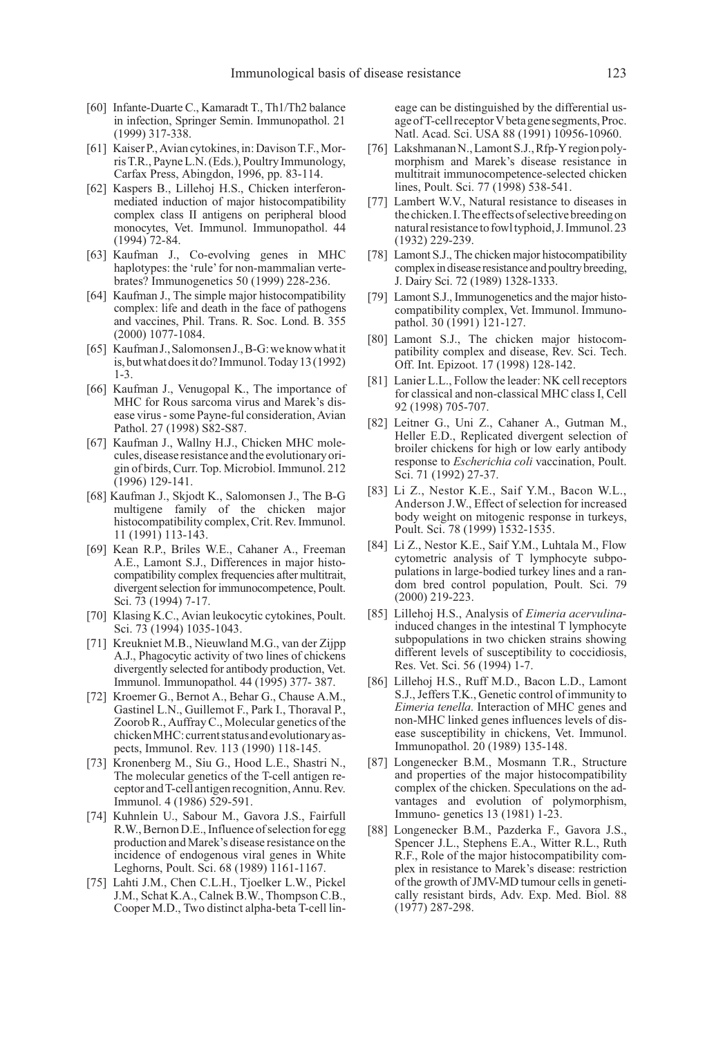[60] Infante-Duarte C., Kamaradt T., Th1/Th2 balance in infection, Springer Semin. Immunopathol. 21 (1999) 317-338.

[61] Kaiser P., Avian cytokines, in: Davison T.F., Morris T.R., Payne L.N. (Eds.), Poultry Immunology, Carfax Press, Abingdon, 1996, pp. 83-114.

[62] Kaspers B., Lillehoj H.S., Chicken interferon-mediated induction of major histocompatibility complex class II antigens on peripheral blood monocytes, Vet. Immunol. Immunopathol. 44 (1994) 72-84.

[63] Kaufman J., Co-evolving genes in MHC haplotypes: the 'rule' for non-mammalian vertebrates? Immunogenetics 50 (1999) 228-236.

[64] Kaufman J., The simple major histocompatibility complex: life and death in the face of pathogens and vaccines, Phil. Trans. R. Soc. Lond. B. 355 (2000) 1077-1084.

[65] Kaufman J., Salomonsen J., B-G: we know what it is, but what does it do? Immunol. Today 13 (1992) 1-3.

[66] Kaufman J., Venugopal K., The importance of MHC for Rous sarcoma virus and Marek's disease virus - some Payne-ful consideration, Avian Pathol. 27 (1998) S82-S87.

[67] Kaufman J., Wallny H.J., Chicken MHC molecules, disease resistance and the evolutionary origin of birds, Curr. Top. Microbiol. Immunol. 212 (1996) 129-141.

[68] Kaufman J., Skjodt K., Salomonsen J., The B-G multigene family of the chicken major histocompatibility complex, Crit. Rev. Immunol. 11 (1991) 113-143.

[69] Kean R.P., Briles W.E., Cahaner A., Freeman A.E., Lamont S.J., Differences in major histocompatibility complex frequencies after multitrait, divergent selection for immunocompetence, Poult. Sci. 73 (1994) 7-17.

[70] Klasing K.C., Avian leukocytic cytokines, Poult. Sci. 73 (1994) 1035-1043.

[71] Kreukniet M.B., Nieuwland M.G., van der Zijpp A.J., Phagocytic activity of two lines of chickens divergently selected for antibody production, Vet. Immunol. Immunopathol. 44 (1995) 377- 387.

[72] Kroemer G., Bernot A., Behar G., Chause A.M., Gastinel L.N., Guillemot F., Park I., Thoraval P., Zoorob R., Auffray C., Molecular genetics of the chicken MHC: current status and evolutionary aspects, Immunol. Rev. 113 (1990) 118-145.

[73] Kronenberg M., Siu G., Hood L.E., Shastri N., The molecular genetics of the T-cell antigen receptor and T-cell antigen recognition, Annu. Rev. Immunol. 4 (1986) 529-591.

[74] Kuhnlein U., Sabour M., Gavora J.S., Fairfull R.W., Bernon D.E., Influence of selection for egg production and Marek's disease resistance on the incidence of endogenous viral genes in White Leghorns, Poult. Sci. 68 (1989) 1161-1167.

[75] Lahti J.M., Chen C.L.H., Tjoelker L.W., Pickel J.M., Schat K.A., Calnek B.W., Thompson C.B., Cooper M.D., Two distinct alpha-beta T-cell lineage can be distinguished by the differential usage of T-cell receptor V beta gene segments, Proc. Natl. Acad. Sci. USA 88 (1991) 10956-10960.

[76] Lakshmanan N., Lamont S.J., Rfp-Y region polymorphism and Marek's disease resistance in multitrait immunocompetence-selected chicken lines, Poult. Sci. 77 (1998) 538-541.

[77] Lambert W.V., Natural resistance to diseases in the chicken. I. The effects of selective breeding on natural resistance to fowl typhoid, J. Immunol. 23 (1932) 229-239.

[78] Lamont S.J., The chicken major histocompatibility complex in disease resistance and poultry breeding, J. Dairy Sci. 72 (1989) 1328-1333.

[79] Lamont S.J., Immunogenetics and the major histocompatibility complex, Vet. Immunol. Immunopathol. 30 (1991) 121-127.

[80] Lamont S.J., The chicken major histocompatibility complex and disease, Rev. Sci. Tech. Off. Int. Epizoot. 17 (1998) 128-142.

[81] Lanier L.L., Follow the leader: NK cell receptors for classical and non-classical MHC class I, Cell 92 (1998) 705-707.

[82] Leitner G., Uni Z., Cahaner A., Gutman M., Heller E.D., Replicated divergent selection of broiler chickens for high or low early antibody response to *Escherichia coli* vaccination, Poult. Sci. 71 (1992) 27-37.

[83] Li Z., Nestor K.E., Saif Y.M., Bacon W.L., Anderson J.W., Effect of selection for increased body weight on mitogenic response in turkeys, Poult. Sci. 78 (1999) 1532-1535.

[84] Li Z., Nestor K.E., Saif Y.M., Luhtala M., Flow cytometric analysis of T lymphocyte subpopulations in large-bodied turkey lines and a random bred control population, Poult. Sci. 79 (2000) 219-223.

[85] Lillehoj H.S., Analysis of *Eimeria acervulina*-induced changes in the intestinal T lymphocyte subpopulations in two chicken strains showing different levels of susceptibility to coccidiosis, Res. Vet. Sci. 56 (1994) 1-7.

[86] Lillehoj H.S., Ruff M.D., Bacon L.D., Lamont S.J., Jeffers T.K., Genetic control of immunity to *Eimeria tenella*. Interaction of MHC genes and non-MHC linked genes influences levels of disease susceptibility in chickens, Vet. Immunol. Immunopathol. 20 (1989) 135-148.

[87] Longenecker B.M., Mosmann T.R., Structure and properties of the major histocompatibility complex of the chicken. Speculations on the advantages and evolution of polymorphism, Immuno- genetics 13 (1981) 1-23.

[88] Longenecker B.M., Pazderka F., Gavora J.S., Spencer J.L., Stephens E.A., Witter R.L., Ruth R.F., Role of the major histocompatibility complex in resistance to Marek's disease: restriction of the growth of JMV-MD tumour cells in genetically resistant birds, Adv. Exp. Med. Biol. 88 (1977) 287-298.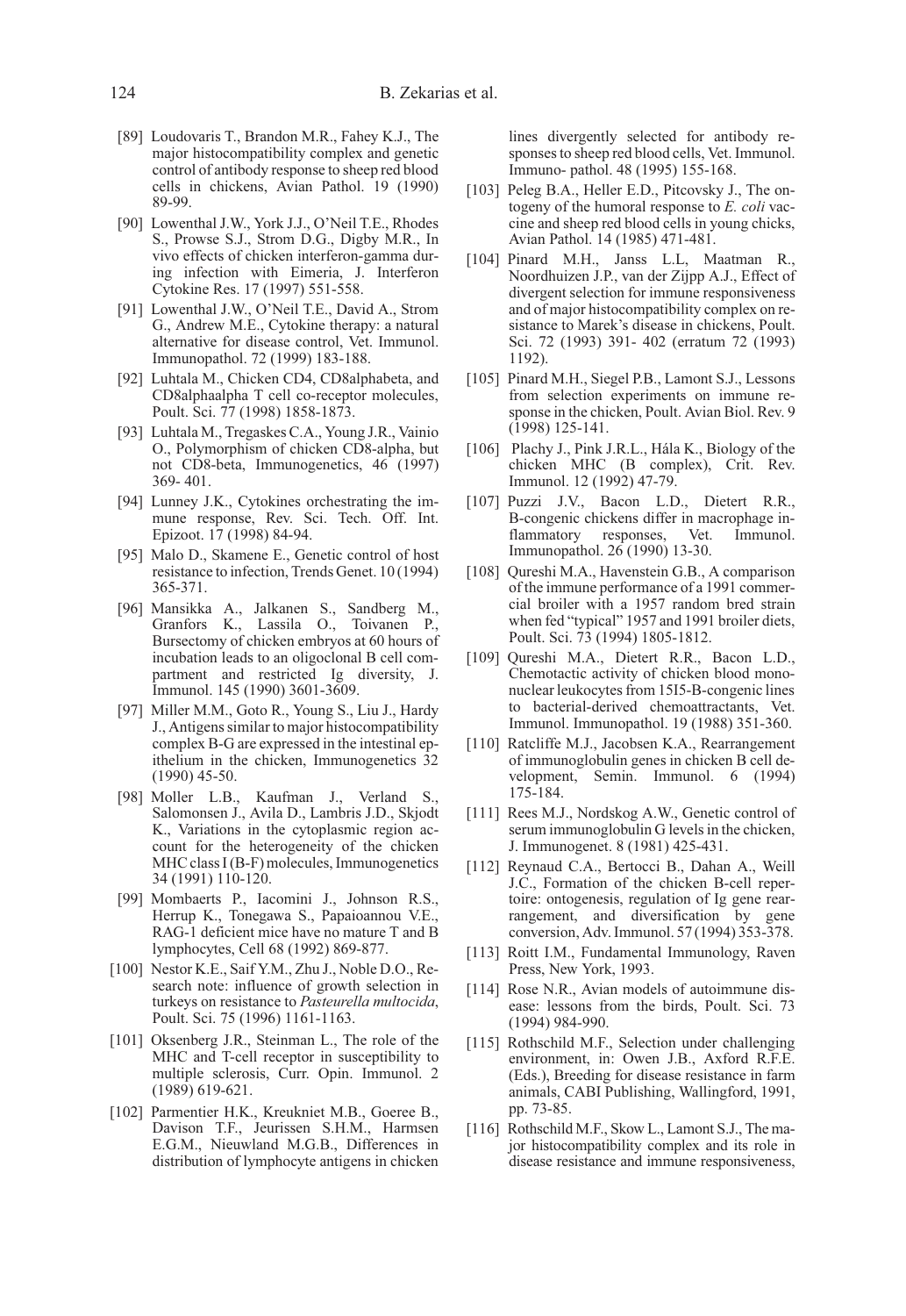[89] Loudovaris T., Brandon M.R., Fahey K.J., The major histocompatibility complex and genetic control of antibody response to sheep red blood cells in chickens, Avian Pathol. 19 (1990) 89-99.

[90] Lowenthal J.W., York J.J., O'Neil T.E., Rhodes S., Prowse S.J., Strom D.G., Digby M.R., In vivo effects of chicken interferon-gamma during infection with Eimeria, J. Interferon Cytokine Res. 17 (1997) 551-558.

[91] Lowenthal J.W., O'Neil T.E., David A., Strom G., Andrew M.E., Cytokine therapy: a natural alternative for disease control, Vet. Immunol. Immunopathol. 72 (1999) 183-188.

[92] Luhtala M., Chicken CD4, CD8alphabeta, and CD8alphaalpha T cell co-receptor molecules, Poult. Sci. 77 (1998) 1858-1873.

[93] Luhtala M., Tregaskes C.A., Young J.R., Vainio O., Polymorphism of chicken CD8-alpha, but not CD8-beta, Immunogenetics, 46 (1997) 369- 401.

[94] Lunney J.K., Cytokines orchestrating the immune response, Rev. Sci. Tech. Off. Int. Epizoot. 17 (1998) 84-94.

[95] Malo D., Skamene E., Genetic control of host resistance to infection, Trends Genet. 10 (1994) 365-371.

[96] Mansikka A., Jalkanen S., Sandberg M., Granfors K., Lassila O., Toivanen P., Bursectomy of chicken embryos at 60 hours of incubation leads to an oligoclonal B cell compartment and restricted Ig diversity, J. Immunol. 145 (1990) 3601-3609.

[97] Miller M.M., Goto R., Young S., Liu J., Hardy J., Antigens similar to major histocompatibility complex B-G are expressed in the intestinal epithelium in the chicken, Immunogenetics 32 (1990) 45-50.

[98] Moller L.B., Kaufman J., Verland S., Salomonsen J., Avila D., Lambris J.D., Skjodt K., Variations in the cytoplasmic region account for the heterogeneity of the chicken MHC class I (B-F) molecules, Immunogenetics 34 (1991) 110-120.

[99] Mombaerts P., Iacomini J., Johnson R.S., Herrup K., Tonegawa S., Papaioannou V.E., RAG-1 deficient mice have no mature T and B lymphocytes, Cell 68 (1992) 869-877.

[100] Nestor K.E., Saif Y.M., Zhu J., Noble D.O., Research note: influence of growth selection in turkeys on resistance to *Pasteurella multocida*, Poult. Sci. 75 (1996) 1161-1163.

[101] Oksenberg J.R., Steinman L., The role of the MHC and T-cell receptor in susceptibility to multiple sclerosis, Curr. Opin. Immunol. 2 (1989) 619-621.

[102] Parmentier H.K., Kreukniet M.B., Goeree B., Davison T.F., Jeurissen S.H.M., Harmsen E.G.M., Nieuwland M.G.B., Differences in distribution of lymphocyte antigens in chicken lines divergently selected for antibody responses to sheep red blood cells, Vet. Immunol. Immuno- pathol. 48 (1995) 155-168.

[103] Peleg B.A., Heller E.D., Pitcovsky J., The ontogeny of the humoral response to *E. coli* vaccine and sheep red blood cells in young chicks, Avian Pathol. 14 (1985) 471-481.

[104] Pinard M.H., Janss L.L, Maatman R., Noordhuizen J.P., van der Zijpp A.J., Effect of divergent selection for immune responsiveness and of major histocompatibility complex on resistance to Marek's disease in chickens, Poult. Sci. 72 (1993) 391- 402 (erratum 72 (1993) 1192).

[105] Pinard M.H., Siegel P.B., Lamont S.J., Lessons from selection experiments on immune response in the chicken, Poult. Avian Biol. Rev. 9 (1998) 125-141.

[106] Plachy J., Pink J.R.L., Hála K., Biology of the chicken MHC (B complex), Crit. Rev. Immunol. 12 (1992) 47-79.

[107] Puzzi J.V., Bacon L.D., Dietert R.R., B-congenic chickens differ in macrophage inflammatory responses, Vet. Immunol. Immunopathol. 26 (1990) 13-30.

[108] Qureshi M.A., Havenstein G.B., A comparison of the immune performance of a 1991 commercial broiler with a 1957 random bred strain when fed "typical" 1957 and 1991 broiler diets, Poult. Sci. 73 (1994) 1805-1812.

[109] Qureshi M.A., Dietert R.R., Bacon L.D., Chemotactic activity of chicken blood mononuclear leukocytes from 15I5-B-congenic lines to bacterial-derived chemoattractants, Vet. Immunol. Immunopathol. 19 (1988) 351-360.

[110] Ratcliffe M.J., Jacobsen K.A., Rearrangement of immunoglobulin genes in chicken B cell development, Semin. Immunol. 6 (1994) 175-184.

[111] Rees M.J., Nordskog A.W., Genetic control of serum immunoglobulin G levels in the chicken, J. Immunogenet. 8 (1981) 425-431.

[112] Reynaud C.A., Bertocci B., Dahan A., Weill J.C., Formation of the chicken B-cell repertoire: ontogenesis, regulation of Ig gene rearrangement, and diversification by gene conversion, Adv. Immunol. 57 (1994) 353-378.

[113] Roitt I.M., Fundamental Immunology, Raven Press, New York, 1993.

[114] Rose N.R., Avian models of autoimmune disease: lessons from the birds, Poult. Sci. 73 (1994) 984-990.

[115] Rothschild M.F., Selection under challenging environment, in: Owen J.B., Axford R.F.E. (Eds.), Breeding for disease resistance in farm animals, CABI Publishing, Wallingford, 1991, pp. 73-85.

[116] Rothschild M.F., Skow L., Lamont S.J., The major histocompatibility complex and its role in disease resistance and immune responsiveness,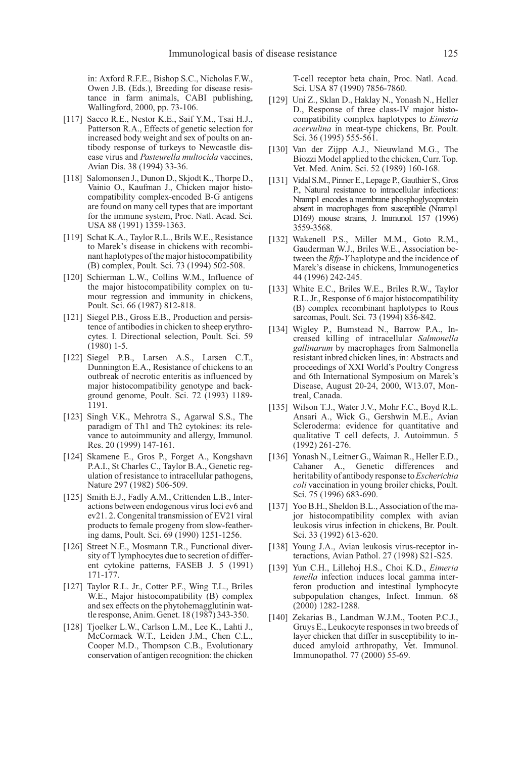in: Axford R.F.E., Bishop S.C., Nicholas F.W., Owen J.B. (Eds.), Breeding for disease resistance in farm animals, CABI publishing, Wallingford, 2000, pp. 73-106.

[117] Sacco R.E., Nestor K.E., Saif Y.M., Tsai H.J., Patterson R.A., Effects of genetic selection for increased body weight and sex of poults on antibody response of turkeys to Newcastle disease virus and *Pasteurella multocida* vaccines, Avian Dis. 38 (1994) 33-36.

[118] Salomonsen J., Dunon D., Skjodt K., Thorpe D., Vainio O., Kaufman J., Chicken major histocompatibility complex-encoded B-G antigens are found on many cell types that are important for the immune system, Proc. Natl. Acad. Sci. USA 88 (1991) 1359-1363.

[119] Schat K.A., Taylor R.L., Brils W.E., Resistance to Marek's disease in chickens with recombinant haplotypes of the major histocompatibility (B) complex, Poult. Sci. 73 (1994) 502-508.

[120] Schierman L.W., Collins W.M., Influence of the major histocompatibility complex on tumour regression and immunity in chickens, Poult. Sci. 66 (1987) 812-818.

[121] Siegel P.B., Gross E.B., Production and persistence of antibodies in chicken to sheep erythrocytes. I. Directional selection, Poult. Sci. 59 (1980) 1-5.

[122] Siegel P.B., Larsen A.S., Larsen C.T., Dunnington E.A., Resistance of chickens to an outbreak of necrotic enteritis as influenced by major histocompatibility genotype and background genome, Poult. Sci. 72 (1993) 1189-1191.

[123] Singh V.K., Mehrotra S., Agarwal S.S., The paradigm of Th1 and Th2 cytokines: its relevance to autoimmunity and allergy, Immunol. Res. 20 (1999) 147-161.

[124] Skamene E., Gros P., Forget A., Kongshavn P.A.I., St Charles C., Taylor B.A., Genetic regulation of resistance to intracellular pathogens, Nature 297 (1982) 506-509.

[125] Smith E.J., Fadly A.M., Crittenden L.B., Interactions between endogenous virus loci ev6 and ev21. 2. Congenital transmission of EV21 viral products to female progeny from slow-feathering dams, Poult. Sci. 69 (1990) 1251-1256.

[126] Street N.E., Mosmann T.R., Functional diversity of T lymphocytes due to secretion of different cytokine patterns, FASEB J. 5 (1991) 171-177.

[127] Taylor R.L. Jr., Cotter P.F., Wing T.L., Briles W.E., Major histocompatibility (B) complex and sex effects on the phytohemagglutinin wattle response, Anim. Genet. 18 (1987) 343-350.

[128] Tjoelker L.W., Carlson L.M., Lee K., Lahti J., McCormack W.T., Leiden J.M., Chen C.L., Cooper M.D., Thompson C.B., Evolutionary conservation of antigen recognition: the chicken T-cell receptor beta chain, Proc. Natl. Acad. Sci. USA 87 (1990) 7856-7860.

[129] Uni Z., Sklan D., Haklay N., Yonash N., Heller D., Response of three class-IV major histocompatibility complex haplotypes to *Eimeria acervulina* in meat-type chickens, Br. Poult. Sci. 36 (1995) 555-561.

[130] Van der Zijpp A.J., Nieuwland M.G., The Biozzi Model applied to the chicken, Curr. Top. Vet. Med. Anim. Sci. 52 (1989) 160-168.

[131] Vidal S.M., Pinner E., Lepage P., Gauthier S., Gros P., Natural resistance to intracellular infections: Nramp1 encodes a membrane phosphoglycoprotein absent in macrophages from susceptible (Nramp1 D169) mouse strains, J. Immunol. 157 (1996) 3559-3568.

[132] Wakenell P.S., Miller M.M., Goto R.M., Gauderman W.J., Briles W.E., Association between the *Rfp-Y* haplotype and the incidence of Marek's disease in chickens, Immunogenetics 44 (1996) 242-245.

[133] White E.C., Briles W.E., Briles R.W., Taylor R.L. Jr., Response of 6 major histocompatibility (B) complex recombinant haplotypes to Rous sarcomas, Poult. Sci. 73 (1994) 836-842.

[134] Wigley P., Bumstead N., Barrow P.A., Increased killing of intracellular *Salmonella gallinarum* by macrophages from Salmonella resistant inbred chicken lines, in: Abstracts and proceedings of XXI World's Poultry Congress and 6th International Symposium on Marek's Disease, August 20-24, 2000, W13.07, Montreal, Canada.

[135] Wilson T.J., Water J.V., Mohr F.C., Boyd R.L. Ansari A., Wick G., Gershwin M.E., Avian Scleroderma: evidence for quantitative and qualitative T cell defects, J. Autoimmun. 5 (1992) 261-276.

[136] Yonash N., Leitner G., Waiman R., Heller E.D., Cahaner A., Genetic differences and heritability of antibody response to *Escherichia coli* vaccination in young broiler chicks, Poult. Sci. 75 (1996) 683-690.

[137] Yoo B.H., Sheldon B.L., Association of the major histocompatibility complex with avian leukosis virus infection in chickens, Br. Poult. Sci. 33 (1992) 613-620.

[138] Young J.A., Avian leukosis virus-receptor interactions, Avian Pathol. 27 (1998) S21-S25.

[139] Yun C.H., Lillehoj H.S., Choi K.D., *Eimeria tenella* infection induces local gamma interferon production and intestinal lymphocyte subpopulation changes, Infect. Immun. 68 (2000) 1282-1288.

[140] Zekarias B., Landman W.J.M., Tooten P.C.J., Gruys E., Leukocyte responses in two breeds of layer chicken that differ in susceptibility to induced amyloid arthropathy, Vet. Immunol. Immunopathol. 77 (2000) 55-69.